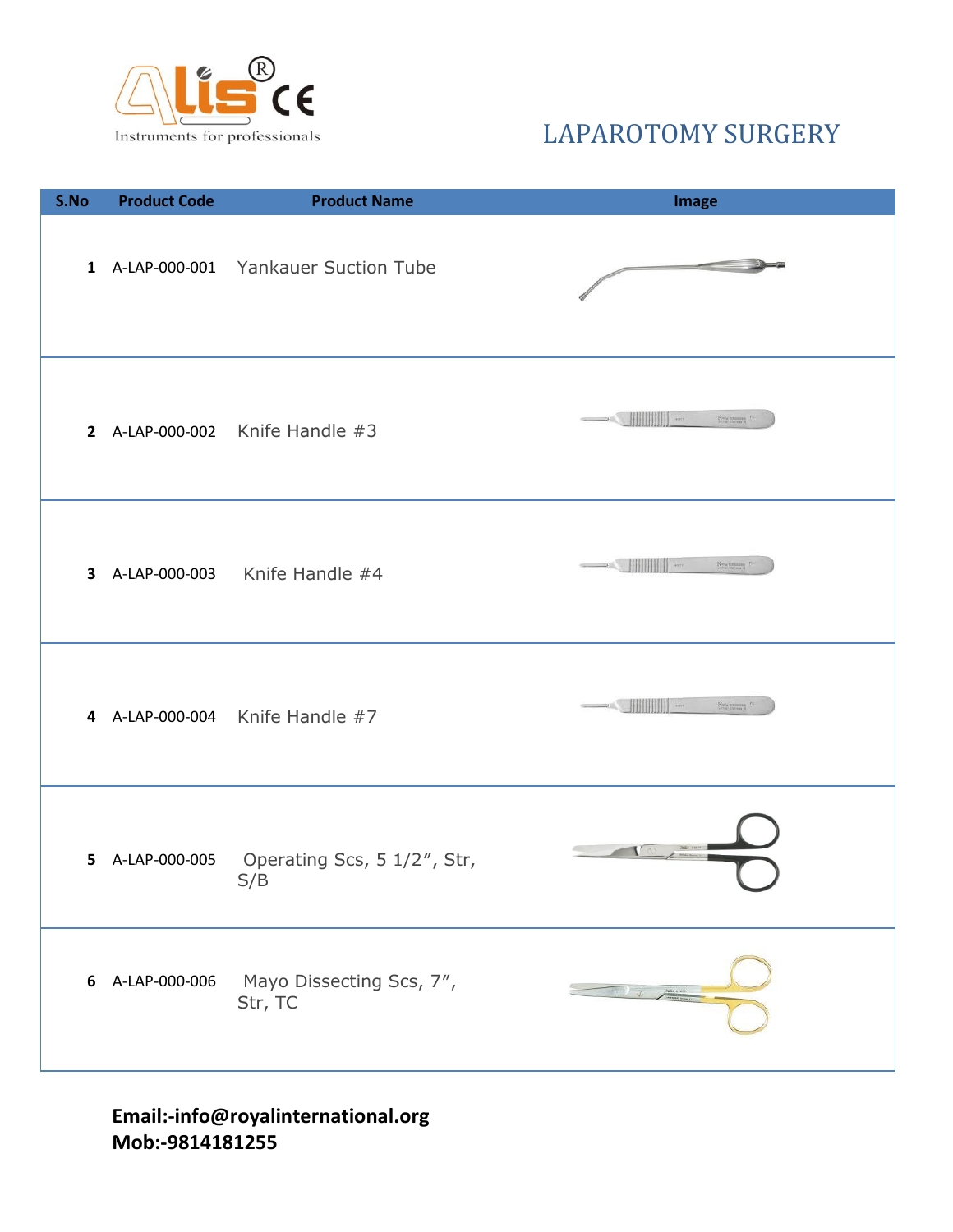Alis®
Instruments for professionals

# LAPAROTOMY SURGERY

| S.No | Product Code | Product Name | Image |
|---|---|---|---|
| 1 | A-LAP-000-001 | Yankauer Suction Tube | |
| 2 | A-LAP-000-002 | Knife Handle #3 | |
| 3 | A-LAP-000-003 | Knife Handle #4 | |
| 4 | A-LAP-000-004 | Knife Handle #7 | |
| 5 | A-LAP-000-005 | Operating Scs, 5 1/2", Str, S/B | |
| 6 | A-LAP-000-006 | Mayo Dissecting Scs, 7", Str, TC | |

**Email:-info@royalinternational.org**
**Mob:-9814181255**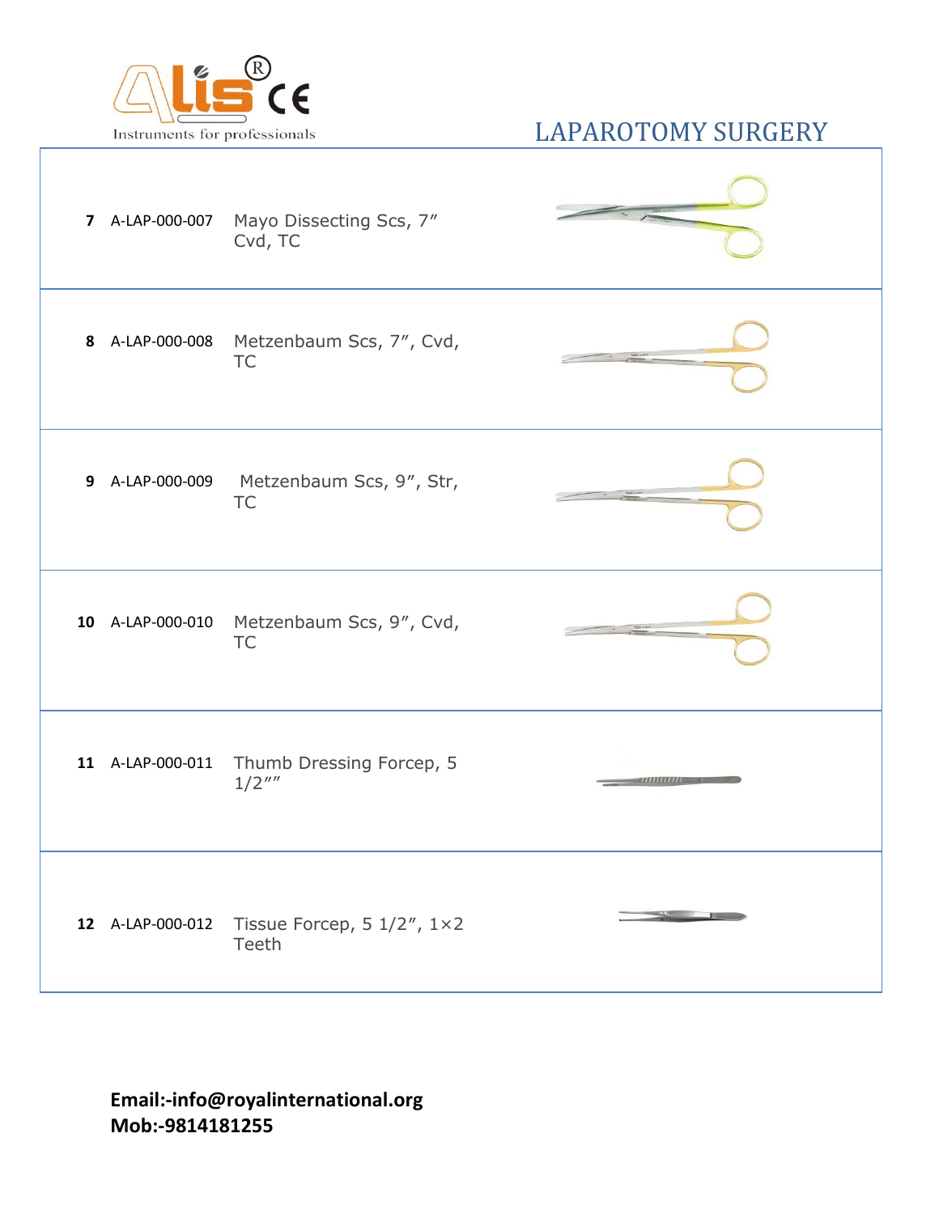# LAPAROTOMY SURGERY

| | | |
|---|---|---|
| 7 | A-LAP-000-007 | Mayo Dissecting Scs, 7″ Cvd, TC |
| 8 | A-LAP-000-008 | Metzenbaum Scs, 7″, Cvd, TC |
| 9 | A-LAP-000-009 | Metzenbaum Scs, 9″, Str, TC |
| 10 | A-LAP-000-010 | Metzenbaum Scs, 9″, Cvd, TC |
| 11 | A-LAP-000-011 | Thumb Dressing Forcep, 5 1/2″″ |
| 12 | A-LAP-000-012 | Tissue Forcep, 5 1/2″, 1×2 Teeth |

**Email:-info@royalinternational.org**
**Mob:-9814181255**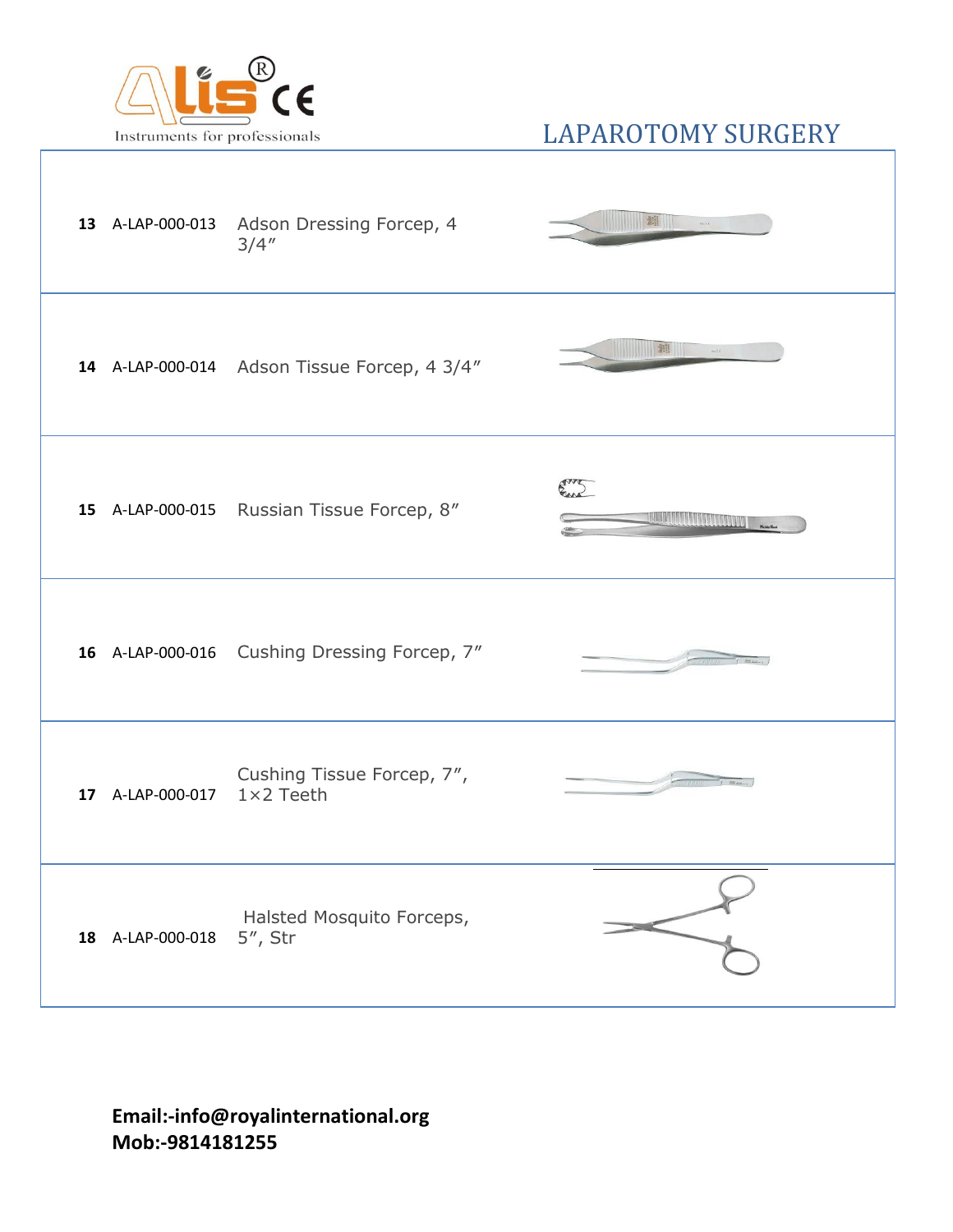# LAPAROTOMY SURGERY

| No. | Code | Description |
|---|---|---|
| 13 | A-LAP-000-013 | Adson Dressing Forcep, 4 3/4″ |
| 14 | A-LAP-000-014 | Adson Tissue Forcep, 4 3/4″ |
| 15 | A-LAP-000-015 | Russian Tissue Forcep, 8″ |
| 16 | A-LAP-000-016 | Cushing Dressing Forcep, 7″ |
| 17 | A-LAP-000-017 | Cushing Tissue Forcep, 7″, 1×2 Teeth |
| 18 | A-LAP-000-018 | Halsted Mosquito Forceps, 5″, Str |

**Email:-info@royalinternational.org**
**Mob:-9814181255**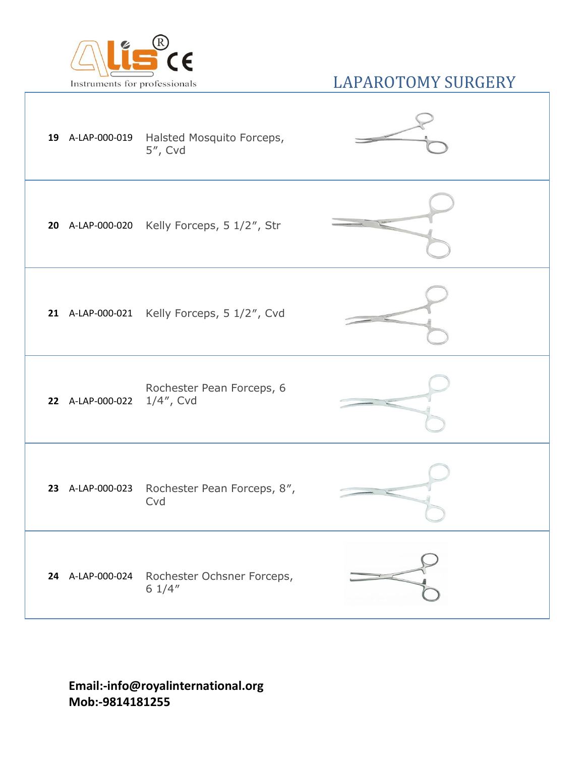# LAPAROTOMY SURGERY

| | | |
|---|---|---|
| **19** | A-LAP-000-019 | Halsted Mosquito Forceps, 5″, Cvd |
| **20** | A-LAP-000-020 | Kelly Forceps, 5 1/2″, Str |
| **21** | A-LAP-000-021 | Kelly Forceps, 5 1/2″, Cvd |
| **22** | A-LAP-000-022 | Rochester Pean Forceps, 6 1/4″, Cvd |
| **23** | A-LAP-000-023 | Rochester Pean Forceps, 8″, Cvd |
| **24** | A-LAP-000-024 | Rochester Ochsner Forceps, 6 1/4″ |

**Email:-info@royalinternational.org**
**Mob:-9814181255**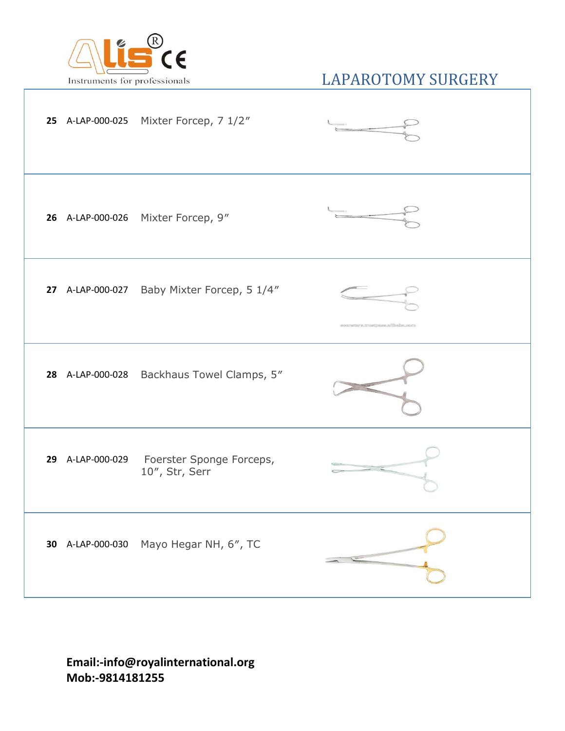## LAPAROTOMY SURGERY

| No. | Code | Description |
|---|---|---|
| 25 | A-LAP-000-025 | Mixter Forcep, 7 1/2″ |
| 26 | A-LAP-000-026 | Mixter Forcep, 9″ |
| 27 | A-LAP-000-027 | Baby Mixter Forcep, 5 1/4″ |
| 28 | A-LAP-000-028 | Backhaus Towel Clamps, 5″ |
| 29 | A-LAP-000-029 | Foerster Sponge Forceps, 10″, Str, Serr |
| 30 | A-LAP-000-030 | Mayo Hegar NH, 6″, TC |

**Email:-info@royalinternational.org**
**Mob:-9814181255**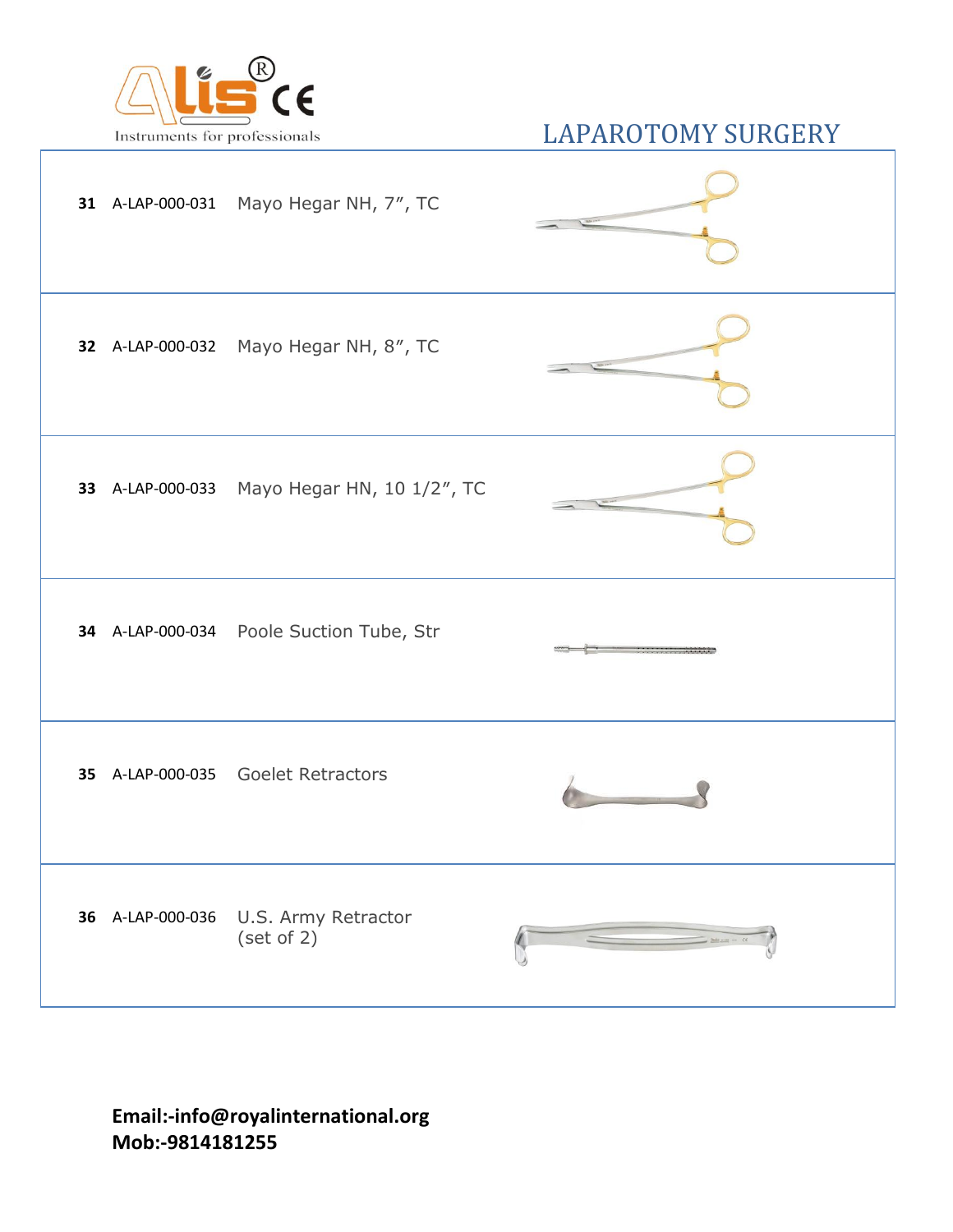# LAPAROTOMY SURGERY

| No. | Code | Description |
|---|---|---|
| 31 | A-LAP-000-031 | Mayo Hegar NH, 7″, TC |
| 32 | A-LAP-000-032 | Mayo Hegar NH, 8″, TC |
| 33 | A-LAP-000-033 | Mayo Hegar HN, 10 1/2″, TC |
| 34 | A-LAP-000-034 | Poole Suction Tube, Str |
| 35 | A-LAP-000-035 | Goelet Retractors |
| 36 | A-LAP-000-036 | U.S. Army Retractor (set of 2) |

**Email:-info@royalinternational.org**
**Mob:-9814181255**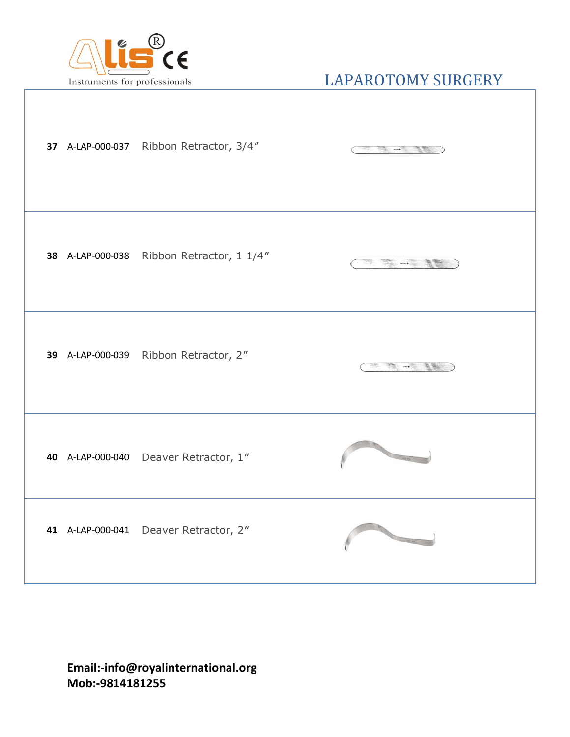# LAPAROTOMY SURGERY

| No. | Code | Description |
|---|---|---|
| 37 | A-LAP-000-037 | Ribbon Retractor, 3/4″ |
| 38 | A-LAP-000-038 | Ribbon Retractor, 1 1/4″ |
| 39 | A-LAP-000-039 | Ribbon Retractor, 2″ |
| 40 | A-LAP-000-040 | Deaver Retractor, 1″ |
| 41 | A-LAP-000-041 | Deaver Retractor, 2″ |

**Email:-info@royalinternational.org**
**Mob:-9814181255**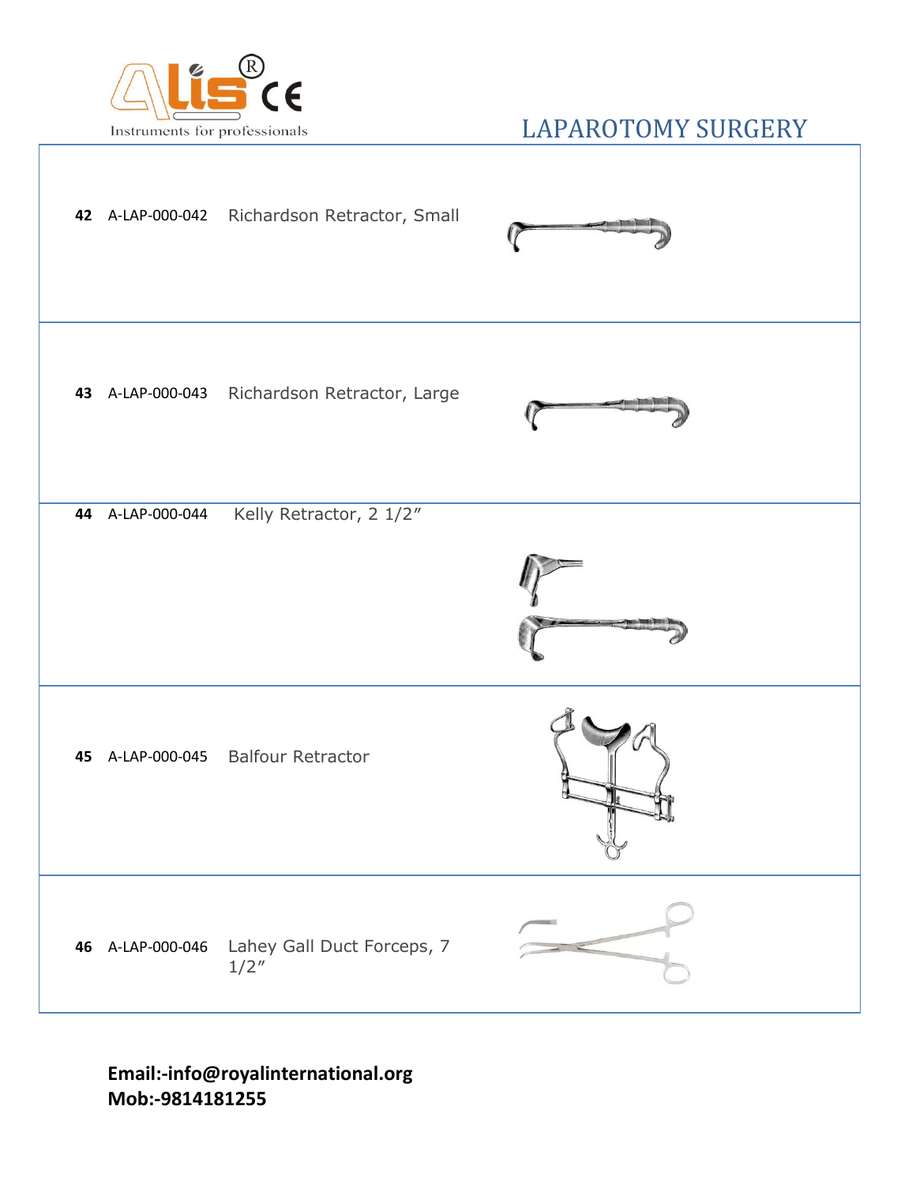## LAPAROTOMY SURGERY

| No. | Code | Description |
|---|---|---|
| 42 | A-LAP-000-042 | Richardson Retractor, Small |
| 43 | A-LAP-000-043 | Richardson Retractor, Large |
| 44 | A-LAP-000-044 | Kelly Retractor, 2 1/2" |
| 45 | A-LAP-000-045 | Balfour Retractor |
| 46 | A-LAP-000-046 | Lahey Gall Duct Forceps, 7 1/2" |

**Email:-info@royalinternational.org**
**Mob:-9814181255**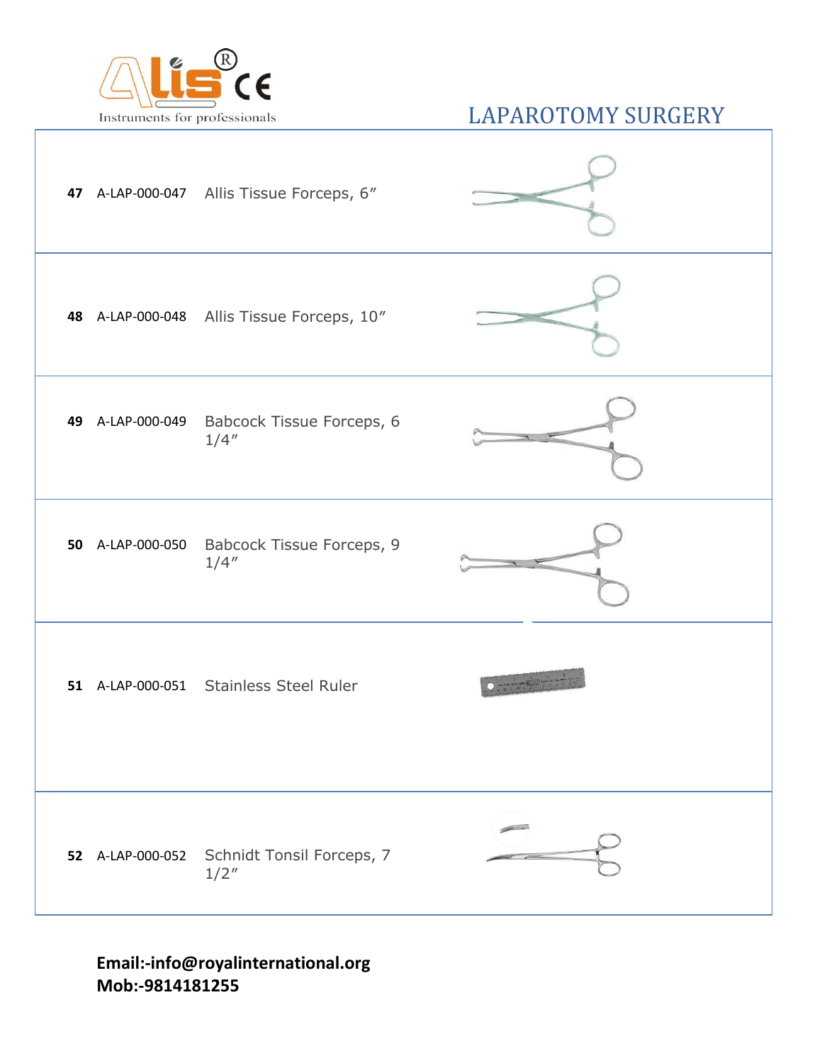# LAPAROTOMY SURGERY

| | | |
|---|---|---|
| **47** | A-LAP-000-047 | Allis Tissue Forceps, 6″ |
| **48** | A-LAP-000-048 | Allis Tissue Forceps, 10″ |
| **49** | A-LAP-000-049 | Babcock Tissue Forceps, 6 1/4″ |
| **50** | A-LAP-000-050 | Babcock Tissue Forceps, 9 1/4″ |
| **51** | A-LAP-000-051 | Stainless Steel Ruler |
| **52** | A-LAP-000-052 | Schnidt Tonsil Forceps, 7 1/2″ |

**Email:-info@royalinternational.org**
**Mob:-9814181255**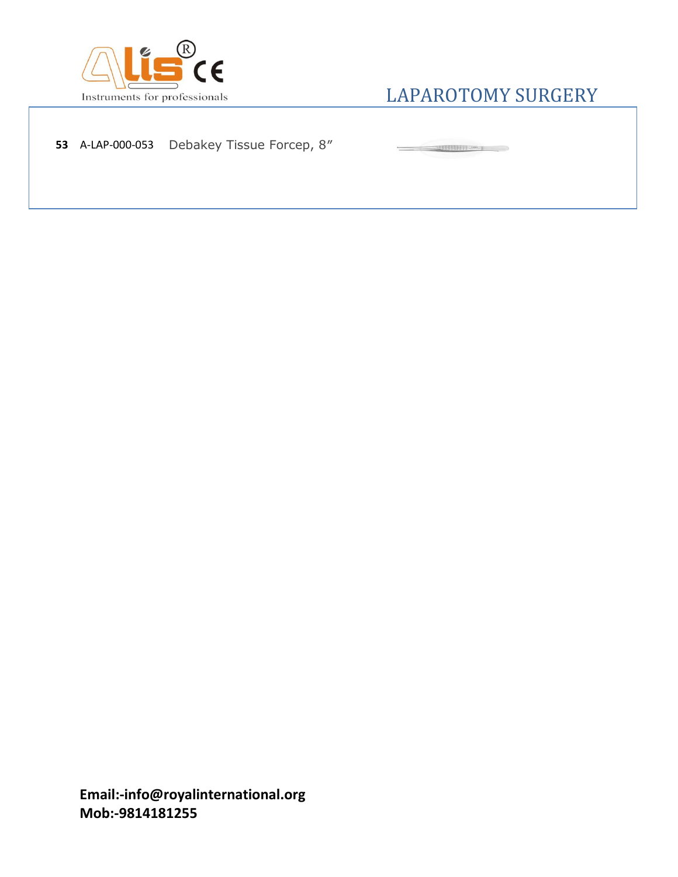# LAPAROTOMY SURGERY

| | | |
|---|---|---|
| 53 | A-LAP-000-053 | Debakey Tissue Forcep, 8" |

**Email:-info@royalinternational.org**
**Mob:-9814181255**